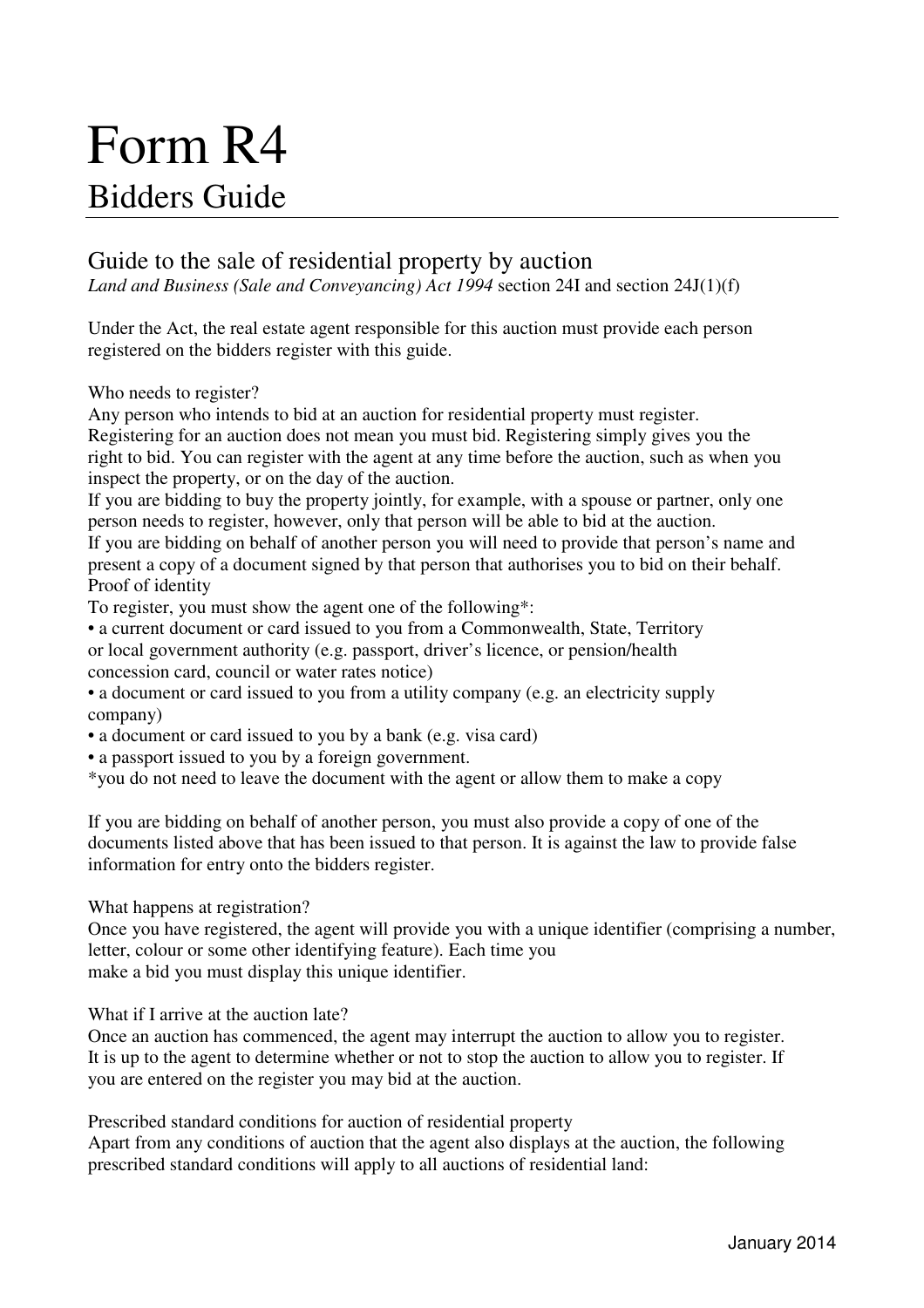# Form R4

## Bidders Guide

### Guide to the sale of residential property by auction

*Land and Business (Sale and Conveyancing) Act 1994* section 24I and section 24J(1)(f)

Under the Act, the real estate agent responsible for this auction must provide each person registered on the bidders register with this guide.

Who needs to register?

Any person who intends to bid at an auction for residential property must register. Registering for an auction does not mean you must bid. Registering simply gives you the right to bid. You can register with the agent at any time before the auction, such as when you inspect the property, or on the day of the auction.

If you are bidding to buy the property jointly, for example, with a spouse or partner, only one person needs to register, however, only that person will be able to bid at the auction.

If you are bidding on behalf of another person you will need to provide that person's name and present a copy of a document signed by that person that authorises you to bid on their behalf.

Proof of identity

To register, you must show the agent one of the following*:

- a current document or card issued to you from a Commonwealth, State, Territory or local government authority (e.g. passport, driver's licence, or pension/health concession card, council or water rates notice)
- a document or card issued to you from a utility company (e.g. an electricity supply company)
- a document or card issued to you by a bank (e.g. visa card)
- a passport issued to you by a foreign government.

*you do not need to leave the document with the agent or allow them to make a copy

If you are bidding on behalf of another person, you must also provide a copy of one of the documents listed above that has been issued to that person. It is against the law to provide false information for entry onto the bidders register.

What happens at registration?

Once you have registered, the agent will provide you with a unique identifier (comprising a number, letter, colour or some other identifying feature). Each time you make a bid you must display this unique identifier.

What if I arrive at the auction late?

Once an auction has commenced, the agent may interrupt the auction to allow you to register. It is up to the agent to determine whether or not to stop the auction to allow you to register. If you are entered on the register you may bid at the auction.

Prescribed standard conditions for auction of residential property

Apart from any conditions of auction that the agent also displays at the auction, the following prescribed standard conditions will apply to all auctions of residential land: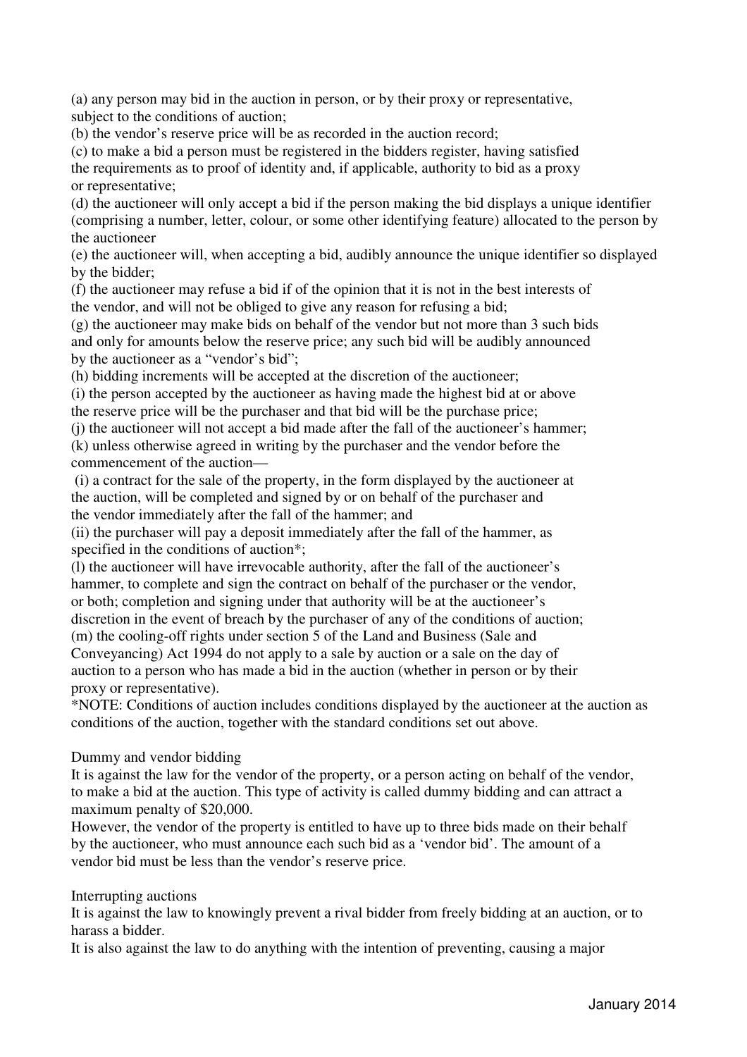(a) any person may bid in the auction in person, or by their proxy or representative, subject to the conditions of auction;

(b) the vendor's reserve price will be as recorded in the auction record;

(c) to make a bid a person must be registered in the bidders register, having satisfied the requirements as to proof of identity and, if applicable, authority to bid as a proxy or representative;

(d) the auctioneer will only accept a bid if the person making the bid displays a unique identifier (comprising a number, letter, colour, or some other identifying feature) allocated to the person by the auctioneer

(e) the auctioneer will, when accepting a bid, audibly announce the unique identifier so displayed by the bidder;

(f) the auctioneer may refuse a bid if of the opinion that it is not in the best interests of the vendor, and will not be obliged to give any reason for refusing a bid;

(g) the auctioneer may make bids on behalf of the vendor but not more than 3 such bids and only for amounts below the reserve price; any such bid will be audibly announced by the auctioneer as a "vendor's bid";

(h) bidding increments will be accepted at the discretion of the auctioneer;

(i) the person accepted by the auctioneer as having made the highest bid at or above the reserve price will be the purchaser and that bid will be the purchase price;

(j) the auctioneer will not accept a bid made after the fall of the auctioneer's hammer;

(k) unless otherwise agreed in writing by the purchaser and the vendor before the commencement of the auction—

(i) a contract for the sale of the property, in the form displayed by the auctioneer at the auction, will be completed and signed by or on behalf of the purchaser and the vendor immediately after the fall of the hammer; and

(ii) the purchaser will pay a deposit immediately after the fall of the hammer, as specified in the conditions of auction*;

(l) the auctioneer will have irrevocable authority, after the fall of the auctioneer's hammer, to complete and sign the contract on behalf of the purchaser or the vendor, or both; completion and signing under that authority will be at the auctioneer's discretion in the event of breach by the purchaser of any of the conditions of auction;

(m) the cooling-off rights under section 5 of the Land and Business (Sale and Conveyancing) Act 1994 do not apply to a sale by auction or a sale on the day of auction to a person who has made a bid in the auction (whether in person or by their proxy or representative).

*NOTE: Conditions of auction includes conditions displayed by the auctioneer at the auction as conditions of the auction, together with the standard conditions set out above.

## Dummy and vendor bidding

It is against the law for the vendor of the property, or a person acting on behalf of the vendor, to make a bid at the auction. This type of activity is called dummy bidding and can attract a maximum penalty of $20,000.

However, the vendor of the property is entitled to have up to three bids made on their behalf by the auctioneer, who must announce each such bid as a 'vendor bid'. The amount of a vendor bid must be less than the vendor's reserve price.

## Interrupting auctions

It is against the law to knowingly prevent a rival bidder from freely bidding at an auction, or to harass a bidder.

It is also against the law to do anything with the intention of preventing, causing a major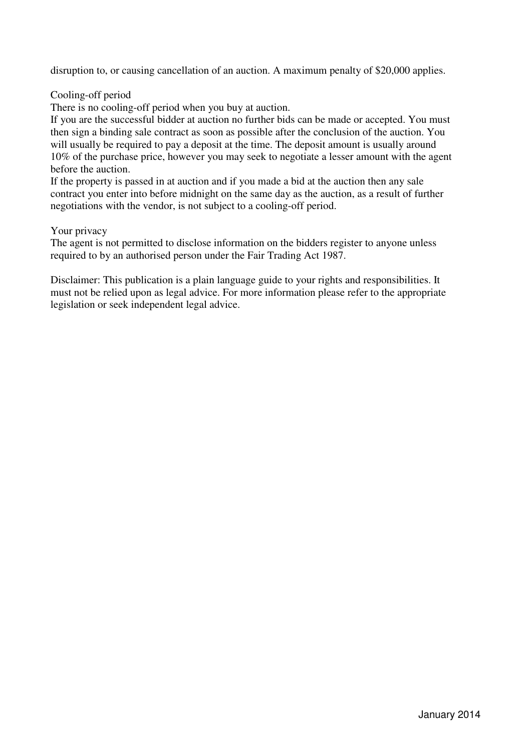disruption to, or causing cancellation of an auction. A maximum penalty of $20,000 applies.

## Cooling-off period

There is no cooling-off period when you buy at auction.

If you are the successful bidder at auction no further bids can be made or accepted. You must then sign a binding sale contract as soon as possible after the conclusion of the auction. You will usually be required to pay a deposit at the time. The deposit amount is usually around 10% of the purchase price, however you may seek to negotiate a lesser amount with the agent before the auction.

If the property is passed in at auction and if you made a bid at the auction then any sale contract you enter into before midnight on the same day as the auction, as a result of further negotiations with the vendor, is not subject to a cooling-off period.

## Your privacy

The agent is not permitted to disclose information on the bidders register to anyone unless required to by an authorised person under the Fair Trading Act 1987.

Disclaimer: This publication is a plain language guide to your rights and responsibilities. It must not be relied upon as legal advice. For more information please refer to the appropriate legislation or seek independent legal advice.

January 2014